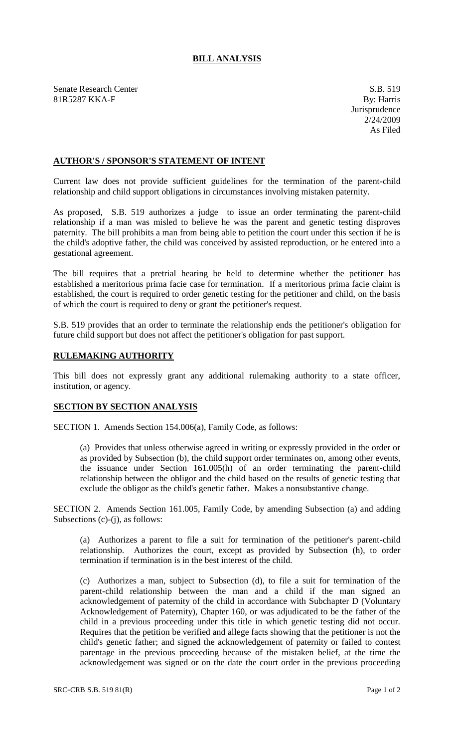# BILL ANALYSIS

Senate Research Center
81R5287 KKA-F

S.B. 519
By: Harris
Jurisprudence
2/24/2009
As Filed

## AUTHOR'S / SPONSOR'S STATEMENT OF INTENT

Current law does not provide sufficient guidelines for the termination of the parent-child relationship and child support obligations in circumstances involving mistaken paternity.

As proposed, S.B. 519 authorizes a judge to issue an order terminating the parent-child relationship if a man was misled to believe he was the parent and genetic testing disproves paternity. The bill prohibits a man from being able to petition the court under this section if he is the child's adoptive father, the child was conceived by assisted reproduction, or he entered into a gestational agreement.

The bill requires that a pretrial hearing be held to determine whether the petitioner has established a meritorious prima facie case for termination. If a meritorious prima facie claim is established, the court is required to order genetic testing for the petitioner and child, on the basis of which the court is required to deny or grant the petitioner's request.

S.B. 519 provides that an order to terminate the relationship ends the petitioner's obligation for future child support but does not affect the petitioner's obligation for past support.

## RULEMAKING AUTHORITY

This bill does not expressly grant any additional rulemaking authority to a state officer, institution, or agency.

## SECTION BY SECTION ANALYSIS

SECTION 1. Amends Section 154.006(a), Family Code, as follows:

(a) Provides that unless otherwise agreed in writing or expressly provided in the order or as provided by Subsection (b), the child support order terminates on, among other events, the issuance under Section 161.005(h) of an order terminating the parent-child relationship between the obligor and the child based on the results of genetic testing that exclude the obligor as the child's genetic father. Makes a nonsubstantive change.

SECTION 2. Amends Section 161.005, Family Code, by amending Subsection (a) and adding Subsections (c)-(j), as follows:

(a) Authorizes a parent to file a suit for termination of the petitioner's parent-child relationship. Authorizes the court, except as provided by Subsection (h), to order termination if termination is in the best interest of the child.

(c) Authorizes a man, subject to Subsection (d), to file a suit for termination of the parent-child relationship between the man and a child if the man signed an acknowledgement of paternity of the child in accordance with Subchapter D (Voluntary Acknowledgement of Paternity), Chapter 160, or was adjudicated to be the father of the child in a previous proceeding under this title in which genetic testing did not occur. Requires that the petition be verified and allege facts showing that the petitioner is not the child's genetic father; and signed the acknowledgement of paternity or failed to contest parentage in the previous proceeding because of the mistaken belief, at the time the acknowledgement was signed or on the date the court order in the previous proceeding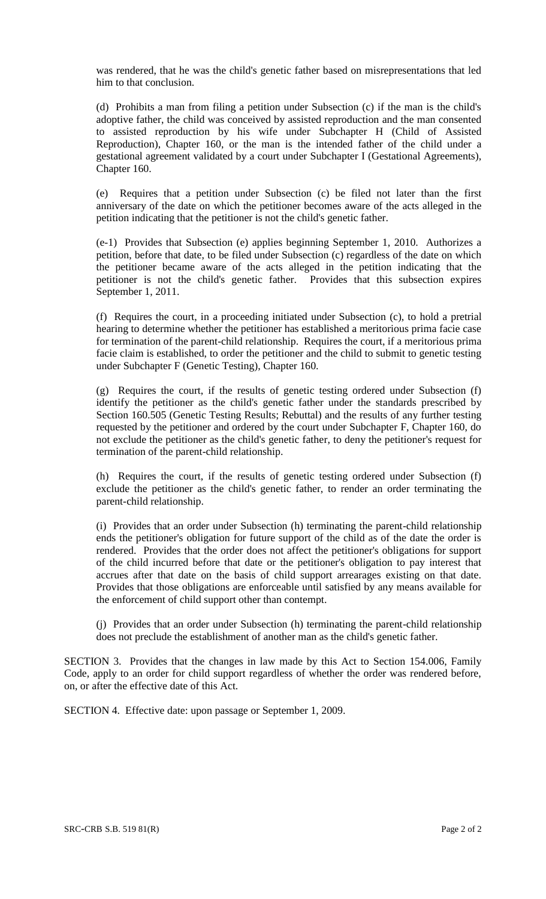was rendered, that he was the child's genetic father based on misrepresentations that led him to that conclusion.

(d) Prohibits a man from filing a petition under Subsection (c) if the man is the child's adoptive father, the child was conceived by assisted reproduction and the man consented to assisted reproduction by his wife under Subchapter H (Child of Assisted Reproduction), Chapter 160, or the man is the intended father of the child under a gestational agreement validated by a court under Subchapter I (Gestational Agreements), Chapter 160.

(e) Requires that a petition under Subsection (c) be filed not later than the first anniversary of the date on which the petitioner becomes aware of the acts alleged in the petition indicating that the petitioner is not the child's genetic father.

(e-1) Provides that Subsection (e) applies beginning September 1, 2010. Authorizes a petition, before that date, to be filed under Subsection (c) regardless of the date on which the petitioner became aware of the acts alleged in the petition indicating that the petitioner is not the child's genetic father. Provides that this subsection expires September 1, 2011.

(f) Requires the court, in a proceeding initiated under Subsection (c), to hold a pretrial hearing to determine whether the petitioner has established a meritorious prima facie case for termination of the parent-child relationship. Requires the court, if a meritorious prima facie claim is established, to order the petitioner and the child to submit to genetic testing under Subchapter F (Genetic Testing), Chapter 160.

(g) Requires the court, if the results of genetic testing ordered under Subsection (f) identify the petitioner as the child's genetic father under the standards prescribed by Section 160.505 (Genetic Testing Results; Rebuttal) and the results of any further testing requested by the petitioner and ordered by the court under Subchapter F, Chapter 160, do not exclude the petitioner as the child's genetic father, to deny the petitioner's request for termination of the parent-child relationship.

(h) Requires the court, if the results of genetic testing ordered under Subsection (f) exclude the petitioner as the child's genetic father, to render an order terminating the parent-child relationship.

(i) Provides that an order under Subsection (h) terminating the parent-child relationship ends the petitioner's obligation for future support of the child as of the date the order is rendered. Provides that the order does not affect the petitioner's obligations for support of the child incurred before that date or the petitioner's obligation to pay interest that accrues after that date on the basis of child support arrearages existing on that date. Provides that those obligations are enforceable until satisfied by any means available for the enforcement of child support other than contempt.

(j) Provides that an order under Subsection (h) terminating the parent-child relationship does not preclude the establishment of another man as the child's genetic father.

SECTION 3. Provides that the changes in law made by this Act to Section 154.006, Family Code, apply to an order for child support regardless of whether the order was rendered before, on, or after the effective date of this Act.

SECTION 4. Effective date: upon passage or September 1, 2009.